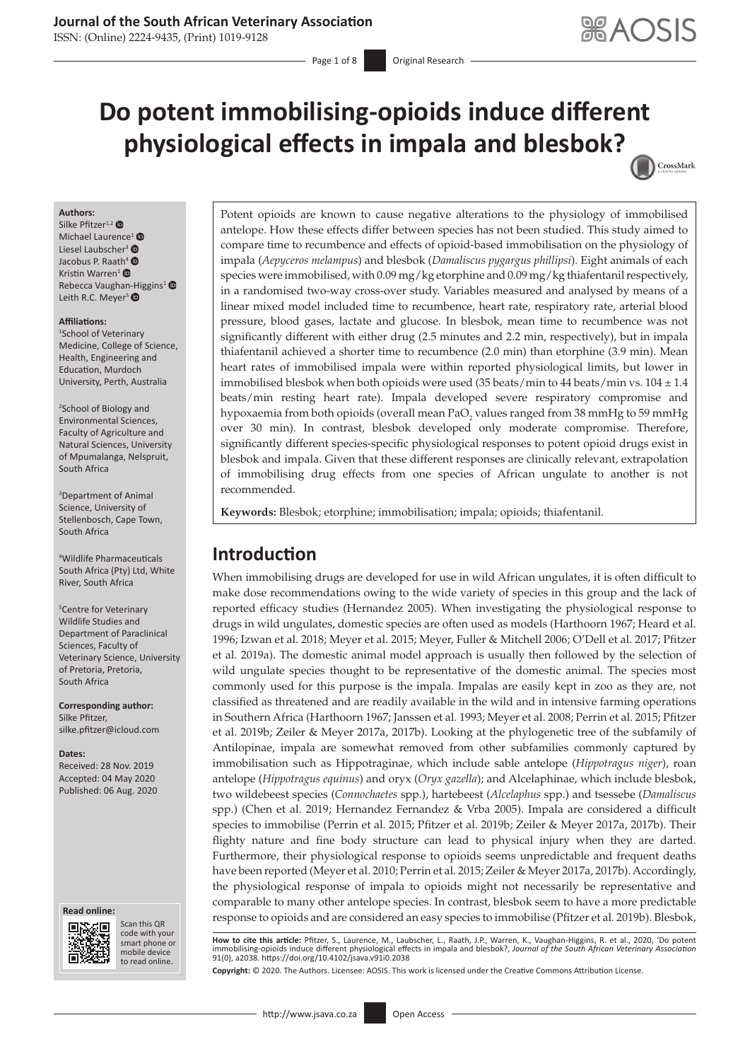# Do potent immobilising-opioids induce different physiological effects in impala and blesbok?

**Authors:**
Silke Pfitzer[1,2]
Michael Laurence[1]
Liesel Laubscher[3]
Jacobus P. Raath[4]
Kristin Warren[1]
Rebecca Vaughan-Higgins[1]
Leith R.C. Meyer[5]

**Affiliations:**
[1]School of Veterinary Medicine, College of Science, Health, Engineering and Education, Murdoch University, Perth, Australia

[2]School of Biology and Environmental Sciences, Faculty of Agriculture and Natural Sciences, University of Mpumalanga, Nelspruit, South Africa

[3]Department of Animal Science, University of Stellenbosch, Cape Town, South Africa

[4]Wildlife Pharmaceuticals South Africa (Pty) Ltd, White River, South Africa

[5]Centre for Veterinary Wildlife Studies and Department of Paraclinical Sciences, Faculty of Veterinary Science, University of Pretoria, Pretoria, South Africa

**Corresponding author:**
Silke Pfitzer,
silke.pfitzer@icloud.com

**Dates:**
Received: 28 Nov. 2019
Accepted: 04 May 2020
Published: 06 Aug. 2020

**How to cite this article:** Pfitzer, S., Laurence, M., Laubscher, L., Raath, J.P., Warren, K., Vaughan-Higgins, R. et al., 2020, 'Do potent immobilising-opioids induce different physiological effects in impala and blesbok?', *Journal of the South African Veterinary Association* 91(0), a2038. https://doi.org/10.4102/jsava.v91i0.2038

**Copyright:** © 2020. The Authors. Licensee: AOSIS. This work is licensed under the Creative Commons Attribution License.

Potent opioids are known to cause negative alterations to the physiology of immobilised antelope. How these effects differ between species has not been studied. This study aimed to compare time to recumbence and effects of opioid-based immobilisation on the physiology of impala (*Aepyceros melampus*) and blesbok (*Damaliscus pygargus phillipsi*). Eight animals of each species were immobilised, with 0.09 mg/kg etorphine and 0.09 mg/kg thiafentanil respectively, in a randomised two-way cross-over study. Variables measured and analysed by means of a linear mixed model included time to recumbence, heart rate, respiratory rate, arterial blood pressure, blood gases, lactate and glucose. In blesbok, mean time to recumbence was not significantly different with either drug (2.5 minutes and 2.2 min, respectively), but in impala thiafentanil achieved a shorter time to recumbence (2.0 min) than etorphine (3.9 min). Mean heart rates of immobilised impala were within reported physiological limits, but lower in immobilised blesbok when both opioids were used (35 beats/min to 44 beats/min vs. 104 ± 1.4 beats/min resting heart rate). Impala developed severe respiratory compromise and hypoxaemia from both opioids (overall mean $PaO_2$ values ranged from 38 mmHg to 59 mmHg over 30 min). In contrast, blesbok developed only moderate compromise. Therefore, significantly different species-specific physiological responses to potent opioid drugs exist in blesbok and impala. Given that these different responses are clinically relevant, extrapolation of immobilising drug effects from one species of African ungulate to another is not recommended.

**Keywords:** Blesbok; etorphine; immobilisation; impala; opioids; thiafentanil.

## Introduction

When immobilising drugs are developed for use in wild African ungulates, it is often difficult to make dose recommendations owing to the wide variety of species in this group and the lack of reported efficacy studies (Hernandez 2005). When investigating the physiological response to drugs in wild ungulates, domestic species are often used as models (Harthoorn 1967; Heard et al. 1996; Izwan et al. 2018; Meyer et al. 2015; Meyer, Fuller & Mitchell 2006; O'Dell et al. 2017; Pfitzer et al. 2019a). The domestic animal model approach is usually then followed by the selection of wild ungulate species thought to be representative of the domestic animal. The species most commonly used for this purpose is the impala. Impalas are easily kept in zoo as they are, not classified as threatened and are readily available in the wild and in intensive farming operations in Southern Africa (Harthoorn 1967; Janssen et al. 1993; Meyer et al. 2008; Perrin et al. 2015; Pfitzer et al. 2019b; Zeiler & Meyer 2017a, 2017b). Looking at the phylogenetic tree of the subfamily of Antilopinae, impala are somewhat removed from other subfamilies commonly captured by immobilisation such as Hippotraginae, which include sable antelope (*Hippotragus niger*), roan antelope (*Hippotragus equinus*) and oryx (*Oryx gazella*); and Alcelaphinae, which include blesbok, two wildebeest species (*Connochaetes* spp.), hartebeest (*Alcelaphus* spp.) and tsessebe (*Damaliscus* spp.) (Chen et al. 2019; Hernandez Fernandez & Vrba 2005). Impala are considered a difficult species to immobilise (Perrin et al. 2015; Pfitzer et al. 2019b; Zeiler & Meyer 2017a, 2017b). Their flighty nature and fine body structure can lead to physical injury when they are darted. Furthermore, their physiological response to opioids seems unpredictable and frequent deaths have been reported (Meyer et al. 2010; Perrin et al. 2015; Zeiler & Meyer 2017a, 2017b). Accordingly, the physiological response of impala to opioids might not necessarily be representative and comparable to many other antelope species. In contrast, blesbok seem to have a more predictable response to opioids and are considered an easy species to immobilise (Pfitzer et al. 2019b). Blesbok,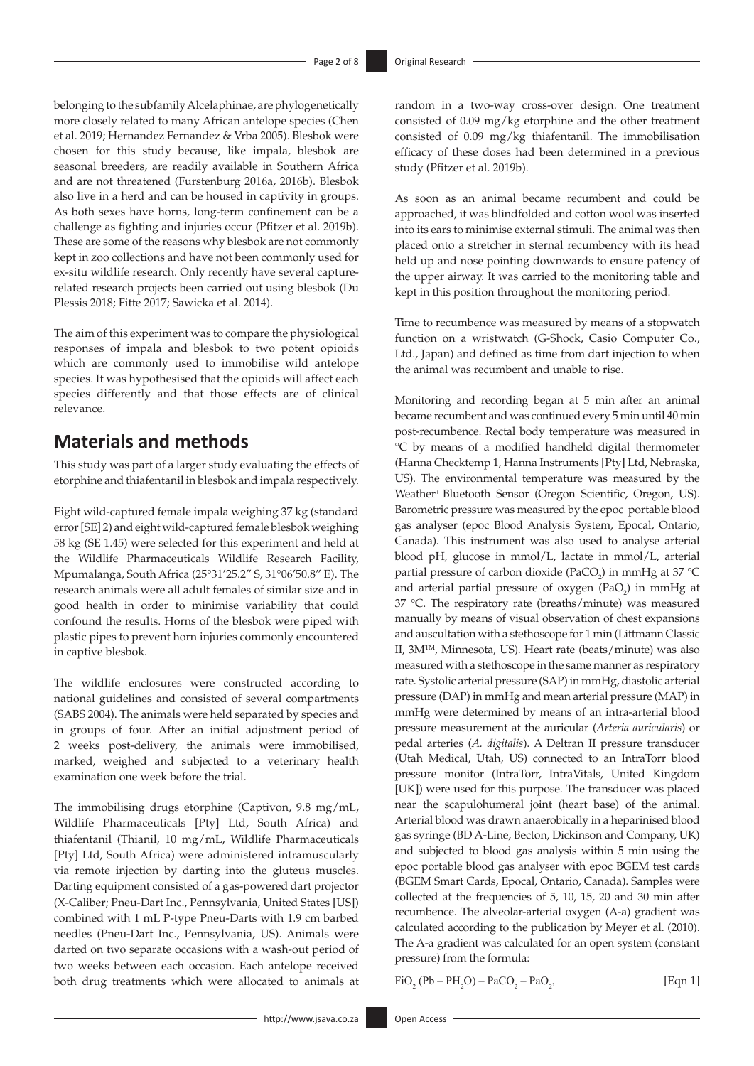belonging to the subfamily Alcelaphinae, are phylogenetically more closely related to many African antelope species (Chen et al. 2019; Hernandez Fernandez & Vrba 2005). Blesbok were chosen for this study because, like impala, blesbok are seasonal breeders, are readily available in Southern Africa and are not threatened (Furstenburg 2016a, 2016b). Blesbok also live in a herd and can be housed in captivity in groups. As both sexes have horns, long-term confinement can be a challenge as fighting and injuries occur (Pfitzer et al. 2019b). These are some of the reasons why blesbok are not commonly kept in zoo collections and have not been commonly used for ex-situ wildlife research. Only recently have several capture-related research projects been carried out using blesbok (Du Plessis 2018; Fitte 2017; Sawicka et al. 2014).

The aim of this experiment was to compare the physiological responses of impala and blesbok to two potent opioids which are commonly used to immobilise wild antelope species. It was hypothesised that the opioids will affect each species differently and that those effects are of clinical relevance.

## Materials and methods

This study was part of a larger study evaluating the effects of etorphine and thiafentanil in blesbok and impala respectively.

Eight wild-captured female impala weighing 37 kg (standard error [SE] 2) and eight wild-captured female blesbok weighing 58 kg (SE 1.45) were selected for this experiment and held at the Wildlife Pharmaceuticals Wildlife Research Facility, Mpumalanga, South Africa (25°31′25.2″ S, 31°06′50.8″ E). The research animals were all adult females of similar size and in good health in order to minimise variability that could confound the results. Horns of the blesbok were piped with plastic pipes to prevent horn injuries commonly encountered in captive blesbok.

The wildlife enclosures were constructed according to national guidelines and consisted of several compartments (SABS 2004). The animals were held separated by species and in groups of four. After an initial adjustment period of 2 weeks post-delivery, the animals were immobilised, marked, weighed and subjected to a veterinary health examination one week before the trial.

The immobilising drugs etorphine (Captivon, 9.8 mg/mL, Wildlife Pharmaceuticals [Pty] Ltd, South Africa) and thiafentanil (Thianil, 10 mg/mL, Wildlife Pharmaceuticals [Pty] Ltd, South Africa) were administered intramuscularly via remote injection by darting into the gluteus muscles. Darting equipment consisted of a gas-powered dart projector (X-Caliber; Pneu-Dart Inc., Pennsylvania, United States [US]) combined with 1 mL P-type Pneu-Darts with 1.9 cm barbed needles (Pneu-Dart Inc., Pennsylvania, US). Animals were darted on two separate occasions with a wash-out period of two weeks between each occasion. Each antelope received both drug treatments which were allocated to animals at random in a two-way cross-over design. One treatment consisted of 0.09 mg/kg etorphine and the other treatment consisted of 0.09 mg/kg thiafentanil. The immobilisation efficacy of these doses had been determined in a previous study (Pfitzer et al. 2019b).

As soon as an animal became recumbent and could be approached, it was blindfolded and cotton wool was inserted into its ears to minimise external stimuli. The animal was then placed onto a stretcher in sternal recumbency with its head held up and nose pointing downwards to ensure patency of the upper airway. It was carried to the monitoring table and kept in this position throughout the monitoring period.

Time to recumbence was measured by means of a stopwatch function on a wristwatch (G-Shock, Casio Computer Co., Ltd., Japan) and defined as time from dart injection to when the animal was recumbent and unable to rise.

Monitoring and recording began at 5 min after an animal became recumbent and was continued every 5 min until 40 min post-recumbence. Rectal body temperature was measured in °C by means of a modified handheld digital thermometer (Hanna Checktemp 1, Hanna Instruments [Pty] Ltd, Nebraska, US). The environmental temperature was measured by the Weather+ Bluetooth Sensor (Oregon Scientific, Oregon, US). Barometric pressure was measured by the epoc portable blood gas analyser (epoc Blood Analysis System, Epocal, Ontario, Canada). This instrument was also used to analyse arterial blood pH, glucose in mmol/L, lactate in mmol/L, arterial partial pressure of carbon dioxide ($PaCO_2$) in mmHg at 37 °C and arterial partial pressure of oxygen ($PaO_2$) in mmHg at 37 °C. The respiratory rate (breaths/minute) was measured manually by means of visual observation of chest expansions and auscultation with a stethoscope for 1 min (Littmann Classic II, 3M™, Minnesota, US). Heart rate (beats/minute) was also measured with a stethoscope in the same manner as respiratory rate. Systolic arterial pressure (SAP) in mmHg, diastolic arterial pressure (DAP) in mmHg and mean arterial pressure (MAP) in mmHg were determined by means of an intra-arterial blood pressure measurement at the auricular (*Arteria auricularis*) or pedal arteries (*A. digitalis*). A Deltran II pressure transducer (Utah Medical, Utah, US) connected to an IntraTorr blood pressure monitor (IntraTorr, IntraVitals, United Kingdom [UK]) were used for this purpose. The transducer was placed near the scapulohumeral joint (heart base) of the animal. Arterial blood was drawn anaerobically in a heparinised blood gas syringe (BD A-Line, Becton, Dickinson and Company, UK) and subjected to blood gas analysis within 5 min using the epoc portable blood gas analyser with epoc BGEM test cards (BGEM Smart Cards, Epocal, Ontario, Canada). Samples were collected at the frequencies of 5, 10, 15, 20 and 30 min after recumbence. The alveolar-arterial oxygen (A-a) gradient was calculated according to the publication by Meyer et al. (2010). The A-a gradient was calculated for an open system (constant pressure) from the formula:

$$FiO_2\,(Pb - PH_2O) - PaCO_2 - PaO_2, \qquad \text{[Eqn 1]}$$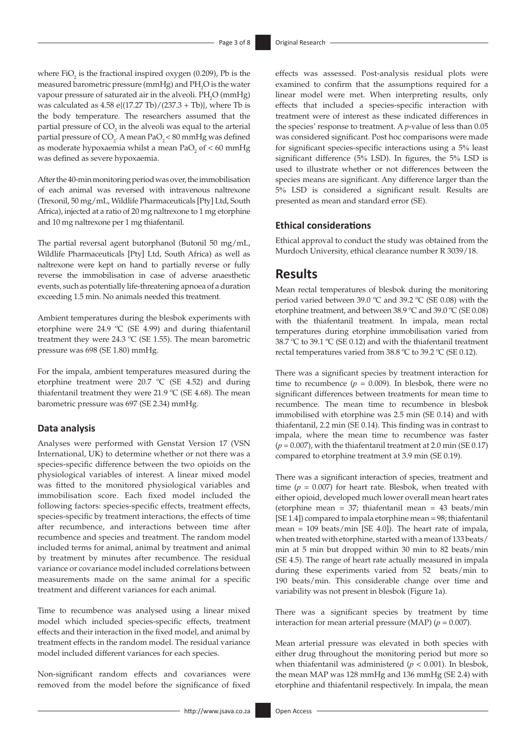where $FiO_2$ is the fractional inspired oxygen (0.209), Pb is the measured barometric pressure (mmHg) and $PH_2O$ is the water vapour pressure of saturated air in the alveoli. $PH_2O$ (mmHg) was calculated as 4.58 e{(17.27 Tb)/(237.3 + Tb)}, where Tb is the body temperature. The researchers assumed that the partial pressure of $CO_2$ in the alveoli was equal to the arterial partial pressure of $CO_2$. A mean $PaO_2 < 80$ mmHg was defined as moderate hypoxaemia whilst a mean $PaO_2$ of $< 60$ mmHg was defined as severe hypoxaemia.

After the 40-min monitoring period was over, the immobilisation of each animal was reversed with intravenous naltrexone (Trexonil, 50 mg/mL, Wildlife Pharmaceuticals [Pty] Ltd, South Africa), injected at a ratio of 20 mg naltrexone to 1 mg etorphine and 10 mg naltrexone per 1 mg thiafentanil.

The partial reversal agent butorphanol (Butonil 50 mg/mL, Wildlife Pharmaceuticals [Pty] Ltd, South Africa) as well as naltrexone were kept on hand to partially reverse or fully reverse the immobilisation in case of adverse anaesthetic events, such as potentially life-threatening apnoea of a duration exceeding 1.5 min. No animals needed this treatment.

Ambient temperatures during the blesbok experiments with etorphine were 24.9 °C (SE 4.99) and during thiafentanil treatment they were 24.3 °C (SE 1.55). The mean barometric pressure was 698 (SE 1.80) mmHg.

For the impala, ambient temperatures measured during the etorphine treatment were 20.7 °C (SE 4.52) and during thiafentanil treatment they were 21.9 °C (SE 4.68). The mean barometric pressure was 697 (SE 2.34) mmHg.

### Data analysis

Analyses were performed with Genstat Version 17 (VSN International, UK) to determine whether or not there was a species-specific difference between the two opioids on the physiological variables of interest. A linear mixed model was fitted to the monitored physiological variables and immobilisation score. Each fixed model included the following factors: species-specific effects, treatment effects, species-specific by treatment interactions, the effects of time after recumbence, and interactions between time after recumbence and species and treatment. The random model included terms for animal, animal by treatment and animal by treatment by minutes after recumbence. The residual variance or covariance model included correlations between measurements made on the same animal for a specific treatment and different variances for each animal.

Time to recumbence was analysed using a linear mixed model which included species-specific effects, treatment effects and their interaction in the fixed model, and animal by treatment effects in the random model. The residual variance model included different variances for each species.

Non-significant random effects and covariances were removed from the model before the significance of fixed effects was assessed. Post-analysis residual plots were examined to confirm that the assumptions required for a linear model were met. When interpreting results, only effects that included a species-specific interaction with treatment were of interest as these indicated differences in the species' response to treatment. A *p*-value of less than 0.05 was considered significant. Post hoc comparisons were made for significant species-specific interactions using a 5% least significant difference (5% LSD). In figures, the 5% LSD is used to illustrate whether or not differences between the species means are significant. Any difference larger than the 5% LSD is considered a significant result. Results are presented as mean and standard error (SE).

### Ethical considerations

Ethical approval to conduct the study was obtained from the Murdoch University, ethical clearance number R 3039/18.

## Results

Mean rectal temperatures of blesbok during the monitoring period varied between 39.0 °C and 39.2 °C (SE 0.08) with the etorphine treatment, and between 38.9 °C and 39.0 °C (SE 0.08) with the thiafentanil treatment. In impala, mean rectal temperatures during etorphine immobilisation varied from 38.7 °C to 39.1 °C (SE 0.12) and with the thiafentanil treatment rectal temperatures varied from 38.8 °C to 39.2 °C (SE 0.12).

There was a significant species by treatment interaction for time to recumbence ($p = 0.009$). In blesbok, there were no significant differences between treatments for mean time to recumbence. The mean time to recumbence in blesbok immobilised with etorphine was 2.5 min (SE 0.14) and with thiafentanil, 2.2 min (SE 0.14). This finding was in contrast to impala, where the mean time to recumbence was faster ($p = 0.007$), with the thiafentanil treatment at 2.0 min (SE 0.17) compared to etorphine treatment at 3.9 min (SE 0.19).

There was a significant interaction of species, treatment and time ($p = 0.007$) for heart rate. Blesbok, when treated with either opioid, developed much lower overall mean heart rates (etorphine mean = 37; thiafentanil mean = 43 beats/min [SE 1.4]) compared to impala etorphine mean = 98; thiafentanil mean = 109 beats/min [SE 4.0]). The heart rate of impala, when treated with etorphine, started with a mean of 133 beats/min at 5 min but dropped within 30 min to 82 beats/min (SE 4.5). The range of heart rate actually measured in impala during these experiments varied from 52 beats/min to 190 beats/min. This considerable change over time and variability was not present in blesbok (Figure 1a).

There was a significant species by treatment by time interaction for mean arterial pressure (MAP) ($p = 0.007$).

Mean arterial pressure was elevated in both species with either drug throughout the monitoring period but more so when thiafentanil was administered ($p < 0.001$). In blesbok, the mean MAP was 128 mmHg and 136 mmHg (SE 2.4) with etorphine and thiafentanil respectively. In impala, the mean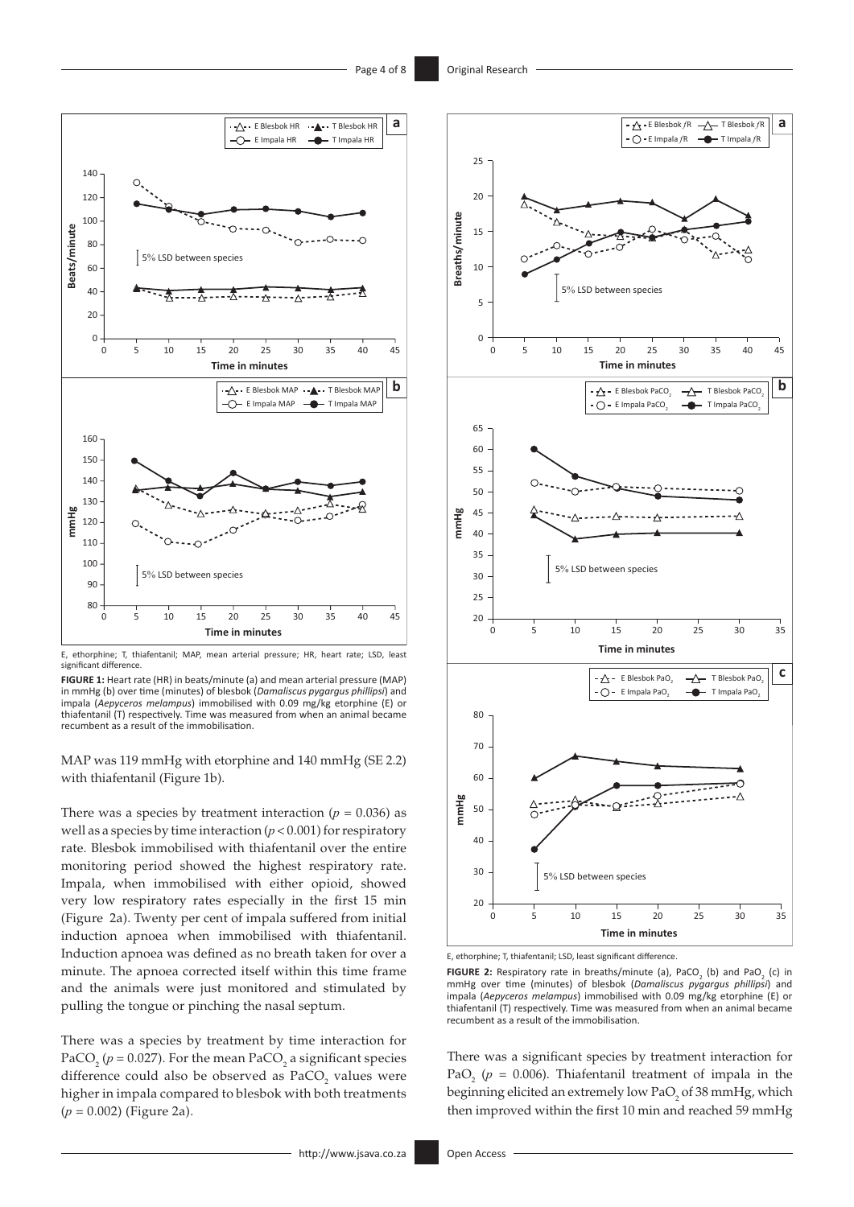E, ethorphine; T, thiafentanil; MAP, mean arterial pressure; HR, heart rate; LSD, least significant difference.

**FIGURE 1:** Heart rate (HR) in beats/minute (a) and mean arterial pressure (MAP) in mmHg (b) over time (minutes) of blesbok (*Damaliscus pygargus phillipsi*) and impala (*Aepyceros melampus*) immobilised with 0.09 mg/kg etorphine (E) or thiafentanil (T) respectively. Time was measured from when an animal became recumbent as a result of the immobilisation.

MAP was 119 mmHg with etorphine and 140 mmHg (SE 2.2) with thiafentanil (Figure 1b).

There was a species by treatment interaction ($p = 0.036$) as well as a species by time interaction ($p < 0.001$) for respiratory rate. Blesbok immobilised with thiafentanil over the entire monitoring period showed the highest respiratory rate. Impala, when immobilised with either opioid, showed very low respiratory rates especially in the first 15 min (Figure 2a). Twenty per cent of impala suffered from initial induction apnoea when immobilised with thiafentanil. Induction apnoea was defined as no breath taken for over a minute. The apnoea corrected itself within this time frame and the animals were just monitored and stimulated by pulling the tongue or pinching the nasal septum.

There was a species by treatment by time interaction for $PaCO_2$ ($p = 0.027$). For the mean $PaCO_2$ a significant species difference could also be observed as $PaCO_2$ values were higher in impala compared to blesbok with both treatments ($p = 0.002$) (Figure 2a).

E, ethorphine; T, thiafentanil; LSD, least significant difference.

**FIGURE 2:** Respiratory rate in breaths/minute (a), $PaCO_2$ (b) and $PaO_2$ (c) in mmHg over time (minutes) of blesbok (*Damaliscus pygargus phillipsi*) and impala (*Aepyceros melampus*) immobilised with 0.09 mg/kg etorphine (E) or thiafentanil (T) respectively. Time was measured from when an animal became recumbent as a result of the immobilisation.

There was a significant species by treatment interaction for $PaO_2$ ($p = 0.006$). Thiafentanil treatment of impala in the beginning elicited an extremely low $PaO_2$ of 38 mmHg, which then improved within the first 10 min and reached 59 mmHg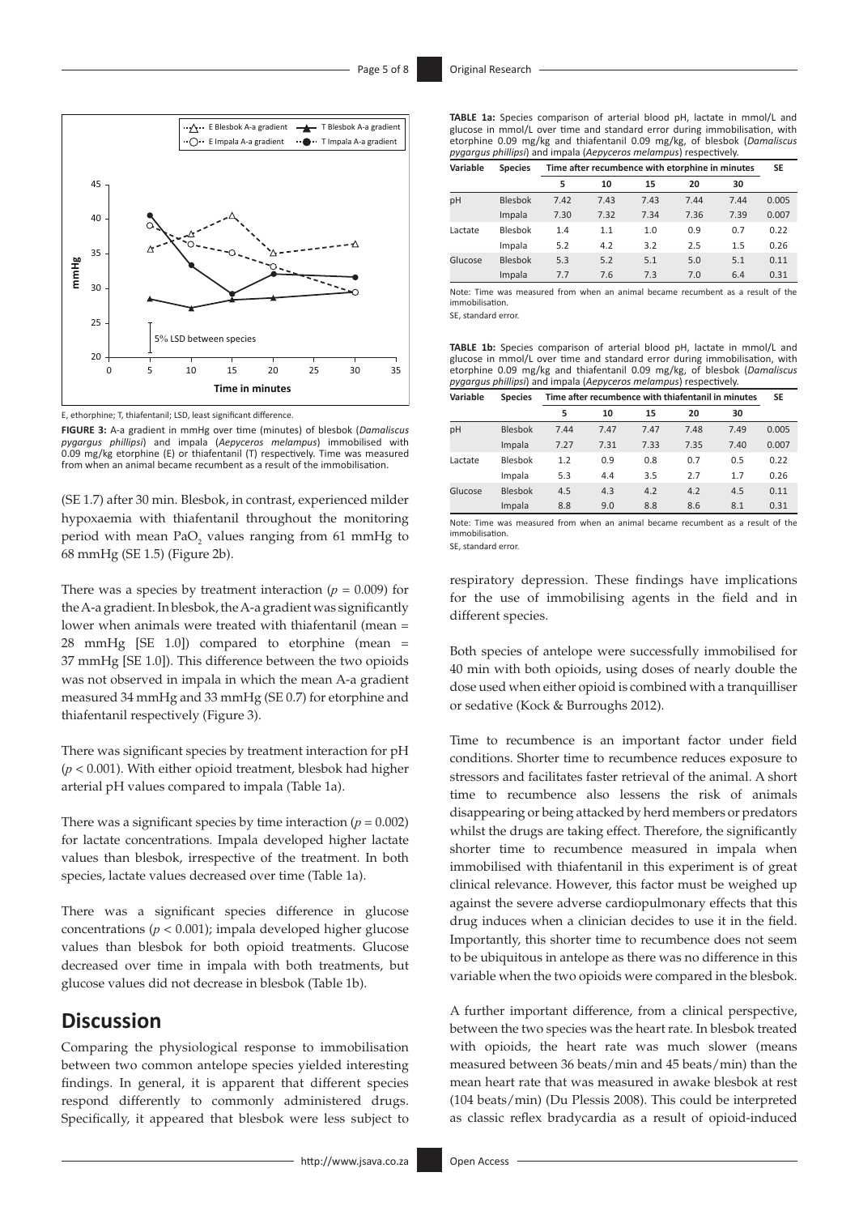E, ethorphine; T, thiafentanil; LSD, least significant difference.

**FIGURE 3:** A-a gradient in mmHg over time (minutes) of blesbok (*Damaliscus pygargus phillipsi*) and impala (*Aepyceros melampus*) immobilised with 0.09 mg/kg etorphine (E) or thiafentanil (T) respectively. Time was measured from when an animal became recumbent as a result of the immobilisation.

(SE 1.7) after 30 min. Blesbok, in contrast, experienced milder hypoxaemia with thiafentanil throughout the monitoring period with mean $PaO_2$ values ranging from 61 mmHg to 68 mmHg (SE 1.5) (Figure 2b).

There was a species by treatment interaction ($p = 0.009$) for the A-a gradient. In blesbok, the A-a gradient was significantly lower when animals were treated with thiafentanil (mean = 28 mmHg [SE 1.0]) compared to etorphine (mean = 37 mmHg [SE 1.0]). This difference between the two opioids was not observed in impala in which the mean A-a gradient measured 34 mmHg and 33 mmHg (SE 0.7) for etorphine and thiafentanil respectively (Figure 3).

There was significant species by treatment interaction for pH ($p < 0.001$). With either opioid treatment, blesbok had higher arterial pH values compared to impala (Table 1a).

There was a significant species by time interaction ($p = 0.002$) for lactate concentrations. Impala developed higher lactate values than blesbok, irrespective of the treatment. In both species, lactate values decreased over time (Table 1a).

There was a significant species difference in glucose concentrations ($p < 0.001$); impala developed higher glucose values than blesbok for both opioid treatments. Glucose decreased over time in impala with both treatments, but glucose values did not decrease in blesbok (Table 1b).

**TABLE 1a:** Species comparison of arterial blood pH, lactate in mmol/L and glucose in mmol/L over time and standard error during immobilisation, with etorphine 0.09 mg/kg and thiafentanil 0.09 mg/kg, of blesbok (*Damaliscus pygargus phillipsi*) and impala (*Aepyceros melampus*) respectively.

| Variable | Species | Time after recumbence with etorphine in minutes | | | | | SE |
|---|---|---|---|---|---|---|---|
| | | 5 | 10 | 15 | 20 | 30 | |
| pH | Blesbok | 7.42 | 7.43 | 7.43 | 7.44 | 7.44 | 0.005 |
| | Impala | 7.30 | 7.32 | 7.34 | 7.36 | 7.39 | 0.007 |
| Lactate | Blesbok | 1.4 | 1.1 | 1.0 | 0.9 | 0.7 | 0.22 |
| | Impala | 5.2 | 4.2 | 3.2 | 2.5 | 1.5 | 0.26 |
| Glucose | Blesbok | 5.3 | 5.2 | 5.1 | 5.0 | 5.1 | 0.11 |
| | Impala | 7.7 | 7.6 | 7.3 | 7.0 | 6.4 | 0.31 |

Note: Time was measured from when an animal became recumbent as a result of the immobilisation.
SE, standard error.

**TABLE 1b:** Species comparison of arterial blood pH, lactate in mmol/L and glucose in mmol/L over time and standard error during immobilisation, with etorphine 0.09 mg/kg and thiafentanil 0.09 mg/kg, of blesbok (*Damaliscus pygargus phillipsi*) and impala (*Aepyceros melampus*) respectively.

| Variable | Species | Time after recumbence with thiafentanil in minutes | | | | | SE |
|---|---|---|---|---|---|---|---|
| | | 5 | 10 | 15 | 20 | 30 | |
| pH | Blesbok | 7.44 | 7.47 | 7.47 | 7.48 | 7.49 | 0.005 |
| | Impala | 7.27 | 7.31 | 7.33 | 7.35 | 7.40 | 0.007 |
| Lactate | Blesbok | 1.2 | 0.9 | 0.8 | 0.7 | 0.5 | 0.22 |
| | Impala | 5.3 | 4.4 | 3.5 | 2.7 | 1.7 | 0.26 |
| Glucose | Blesbok | 4.5 | 4.3 | 4.2 | 4.2 | 4.5 | 0.11 |
| | Impala | 8.8 | 9.0 | 8.8 | 8.6 | 8.1 | 0.31 |

Note: Time was measured from when an animal became recumbent as a result of the immobilisation.
SE, standard error.

## Discussion

Comparing the physiological response to immobilisation between two common antelope species yielded interesting findings. In general, it is apparent that different species respond differently to commonly administered drugs. Specifically, it appeared that blesbok were less subject to respiratory depression. These findings have implications for the use of immobilising agents in the field and in different species.

Both species of antelope were successfully immobilised for 40 min with both opioids, using doses of nearly double the dose used when either opioid is combined with a tranquilliser or sedative (Kock & Burroughs 2012).

Time to recumbence is an important factor under field conditions. Shorter time to recumbence reduces exposure to stressors and facilitates faster retrieval of the animal. A short time to recumbence also lessens the risk of animals disappearing or being attacked by herd members or predators whilst the drugs are taking effect. Therefore, the significantly shorter time to recumbence measured in impala when immobilised with thiafentanil in this experiment is of great clinical relevance. However, this factor must be weighed up against the severe adverse cardiopulmonary effects that this drug induces when a clinician decides to use it in the field. Importantly, this shorter time to recumbence does not seem to be ubiquitous in antelope as there was no difference in this variable when the two opioids were compared in the blesbok.

A further important difference, from a clinical perspective, between the two species was the heart rate. In blesbok treated with opioids, the heart rate was much slower (means measured between 36 beats/min and 45 beats/min) than the mean heart rate that was measured in awake blesbok at rest (104 beats/min) (Du Plessis 2008). This could be interpreted as classic reflex bradycardia as a result of opioid-induced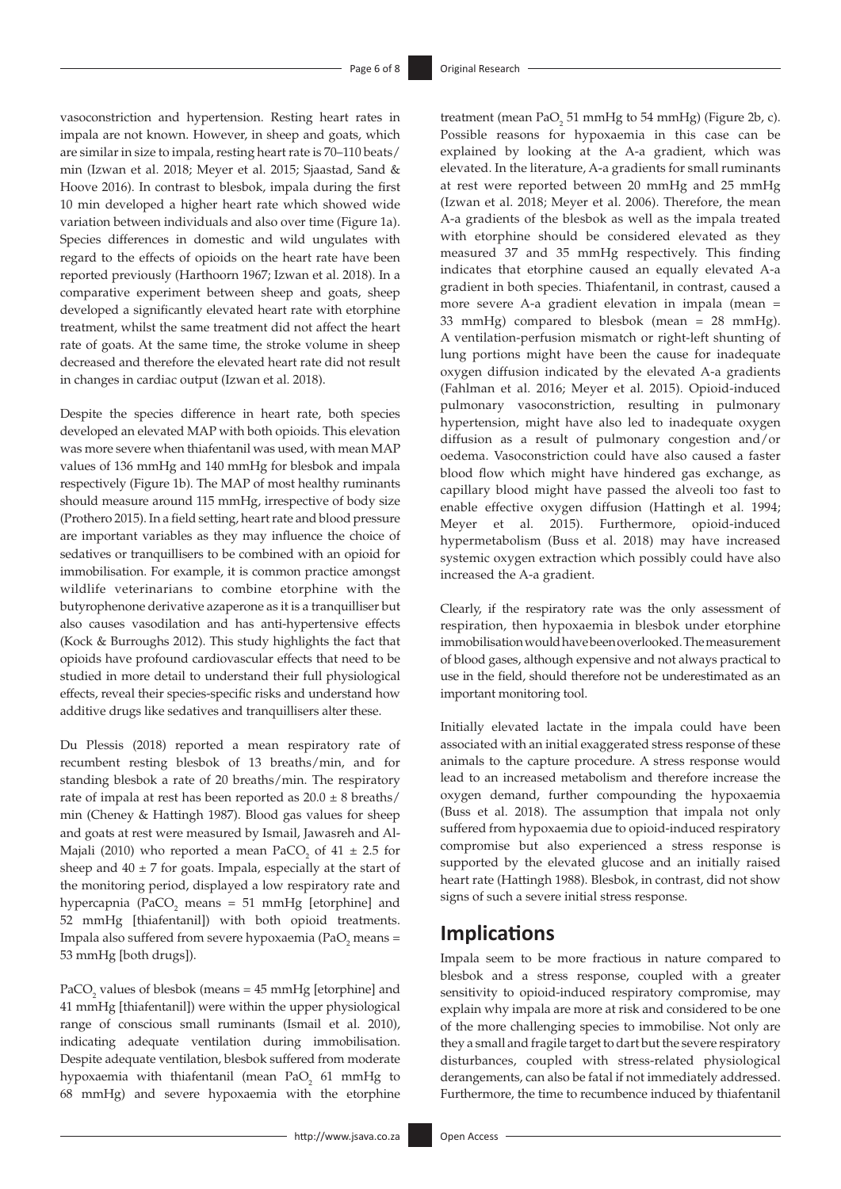vasoconstriction and hypertension. Resting heart rates in impala are not known. However, in sheep and goats, which are similar in size to impala, resting heart rate is 70–110 beats/min (Izwan et al. 2018; Meyer et al. 2015; Sjaastad, Sand & Hoove 2016). In contrast to blesbok, impala during the first 10 min developed a higher heart rate which showed wide variation between individuals and also over time (Figure 1a). Species differences in domestic and wild ungulates with regard to the effects of opioids on the heart rate have been reported previously (Harthoorn 1967; Izwan et al. 2018). In a comparative experiment between sheep and goats, sheep developed a significantly elevated heart rate with etorphine treatment, whilst the same treatment did not affect the heart rate of goats. At the same time, the stroke volume in sheep decreased and therefore the elevated heart rate did not result in changes in cardiac output (Izwan et al. 2018).

Despite the species difference in heart rate, both species developed an elevated MAP with both opioids. This elevation was more severe when thiafentanil was used, with mean MAP values of 136 mmHg and 140 mmHg for blesbok and impala respectively (Figure 1b). The MAP of most healthy ruminants should measure around 115 mmHg, irrespective of body size (Prothero 2015). In a field setting, heart rate and blood pressure are important variables as they may influence the choice of sedatives or tranquillisers to be combined with an opioid for immobilisation. For example, it is common practice amongst wildlife veterinarians to combine etorphine with the butyrophenone derivative azaperone as it is a tranquilliser but also causes vasodilation and has anti-hypertensive effects (Kock & Burroughs 2012). This study highlights the fact that opioids have profound cardiovascular effects that need to be studied in more detail to understand their full physiological effects, reveal their species-specific risks and understand how additive drugs like sedatives and tranquillisers alter these.

Du Plessis (2018) reported a mean respiratory rate of recumbent resting blesbok of 13 breaths/min, and for standing blesbok a rate of 20 breaths/min. The respiratory rate of impala at rest has been reported as 20.0 ± 8 breaths/min (Cheney & Hattingh 1987). Blood gas values for sheep and goats at rest were measured by Ismail, Jawasreh and Al-Majali (2010) who reported a mean $PaCO_2$ of 41 ± 2.5 for sheep and 40 ± 7 for goats. Impala, especially at the start of the monitoring period, displayed a low respiratory rate and hypercapnia ($PaCO_2$ means = 51 mmHg [etorphine] and 52 mmHg [thiafentanil]) with both opioid treatments. Impala also suffered from severe hypoxaemia ($PaO_2$ means = 53 mmHg [both drugs]).

$PaCO_2$ values of blesbok (means = 45 mmHg [etorphine] and 41 mmHg [thiafentanil]) were within the upper physiological range of conscious small ruminants (Ismail et al. 2010), indicating adequate ventilation during immobilisation. Despite adequate ventilation, blesbok suffered from moderate hypoxaemia with thiafentanil (mean $PaO_2$ 61 mmHg to 68 mmHg) and severe hypoxaemia with the etorphine treatment (mean $PaO_2$ 51 mmHg to 54 mmHg) (Figure 2b, c). Possible reasons for hypoxaemia in this case can be explained by looking at the A-a gradient, which was elevated. In the literature, A-a gradients for small ruminants at rest were reported between 20 mmHg and 25 mmHg (Izwan et al. 2018; Meyer et al. 2006). Therefore, the mean A-a gradients of the blesbok as well as the impala treated with etorphine should be considered elevated as they measured 37 and 35 mmHg respectively. This finding indicates that etorphine caused an equally elevated A-a gradient in both species. Thiafentanil, in contrast, caused a more severe A-a gradient elevation in impala (mean = 33 mmHg) compared to blesbok (mean = 28 mmHg). A ventilation-perfusion mismatch or right-left shunting of lung portions might have been the cause for inadequate oxygen diffusion indicated by the elevated A-a gradients (Fahlman et al. 2016; Meyer et al. 2015). Opioid-induced pulmonary vasoconstriction, resulting in pulmonary hypertension, might have also led to inadequate oxygen diffusion as a result of pulmonary congestion and/or oedema. Vasoconstriction could have also caused a faster blood flow which might have hindered gas exchange, as capillary blood might have passed the alveoli too fast to enable effective oxygen diffusion (Hattingh et al. 1994; Meyer et al. 2015). Furthermore, opioid-induced hypermetabolism (Buss et al. 2018) may have increased systemic oxygen extraction which possibly could have also increased the A-a gradient.

Clearly, if the respiratory rate was the only assessment of respiration, then hypoxaemia in blesbok under etorphine immobilisation would have been overlooked. The measurement of blood gases, although expensive and not always practical to use in the field, should therefore not be underestimated as an important monitoring tool.

Initially elevated lactate in the impala could have been associated with an initial exaggerated stress response of these animals to the capture procedure. A stress response would lead to an increased metabolism and therefore increase the oxygen demand, further compounding the hypoxaemia (Buss et al. 2018). The assumption that impala not only suffered from hypoxaemia due to opioid-induced respiratory compromise but also experienced a stress response is supported by the elevated glucose and an initially raised heart rate (Hattingh 1988). Blesbok, in contrast, did not show signs of such a severe initial stress response.

## Implications

Impala seem to be more fractious in nature compared to blesbok and a stress response, coupled with a greater sensitivity to opioid-induced respiratory compromise, may explain why impala are more at risk and considered to be one of the more challenging species to immobilise. Not only are they a small and fragile target to dart but the severe respiratory disturbances, coupled with stress-related physiological derangements, can also be fatal if not immediately addressed. Furthermore, the time to recumbence induced by thiafentanil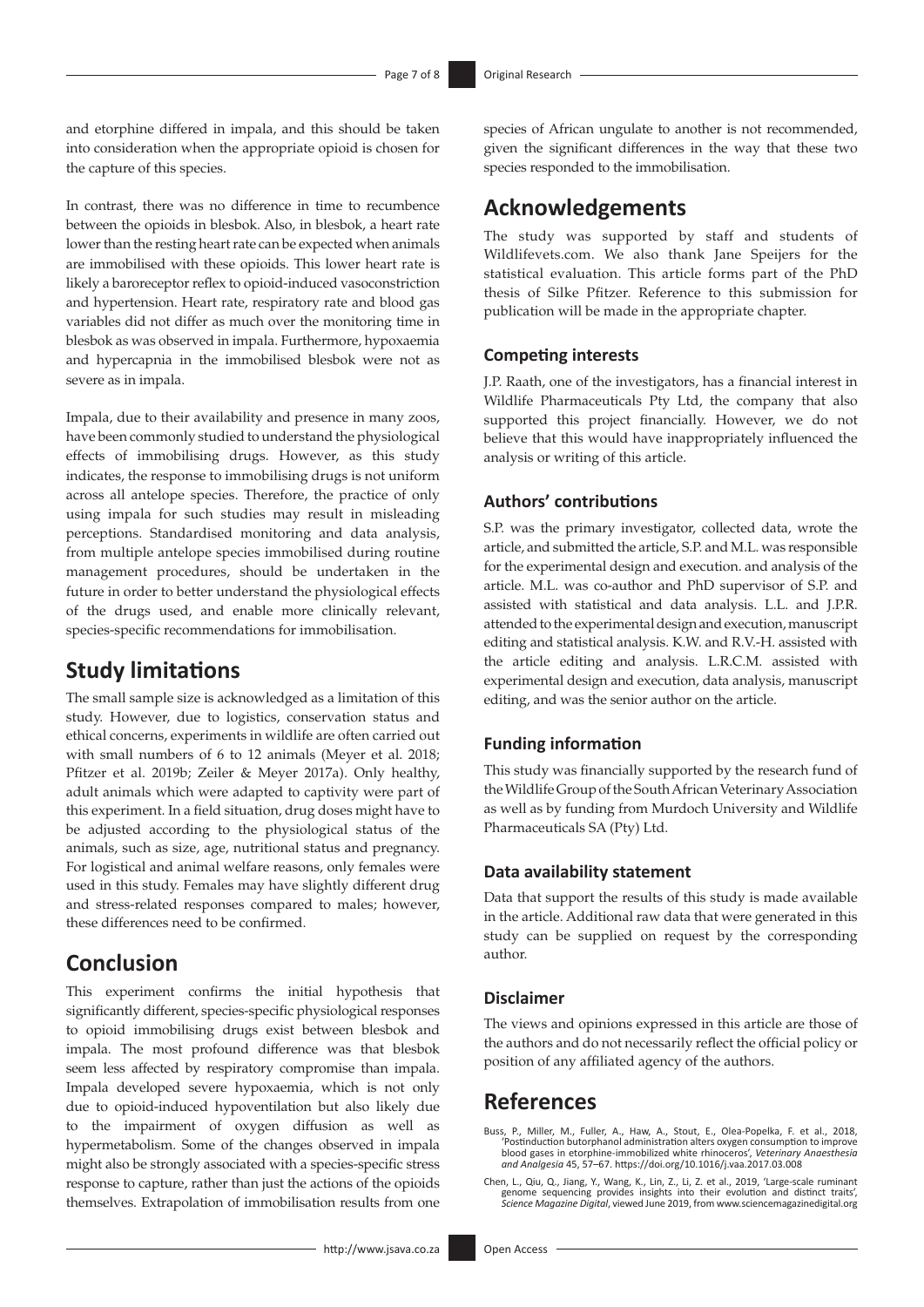and etorphine differed in impala, and this should be taken into consideration when the appropriate opioid is chosen for the capture of this species.

In contrast, there was no difference in time to recumbence between the opioids in blesbok. Also, in blesbok, a heart rate lower than the resting heart rate can be expected when animals are immobilised with these opioids. This lower heart rate is likely a baroreceptor reflex to opioid-induced vasoconstriction and hypertension. Heart rate, respiratory rate and blood gas variables did not differ as much over the monitoring time in blesbok as was observed in impala. Furthermore, hypoxaemia and hypercapnia in the immobilised blesbok were not as severe as in impala.

Impala, due to their availability and presence in many zoos, have been commonly studied to understand the physiological effects of immobilising drugs. However, as this study indicates, the response to immobilising drugs is not uniform across all antelope species. Therefore, the practice of only using impala for such studies may result in misleading perceptions. Standardised monitoring and data analysis, from multiple antelope species immobilised during routine management procedures, should be undertaken in the future in order to better understand the physiological effects of the drugs used, and enable more clinically relevant, species-specific recommendations for immobilisation.

## Study limitations

The small sample size is acknowledged as a limitation of this study. However, due to logistics, conservation status and ethical concerns, experiments in wildlife are often carried out with small numbers of 6 to 12 animals (Meyer et al. 2018; Pfitzer et al. 2019b; Zeiler & Meyer 2017a). Only healthy, adult animals which were adapted to captivity were part of this experiment. In a field situation, drug doses might have to be adjusted according to the physiological status of the animals, such as size, age, nutritional status and pregnancy. For logistical and animal welfare reasons, only females were used in this study. Females may have slightly different drug and stress-related responses compared to males; however, these differences need to be confirmed.

## Conclusion

This experiment confirms the initial hypothesis that significantly different, species-specific physiological responses to opioid immobilising drugs exist between blesbok and impala. The most profound difference was that blesbok seem less affected by respiratory compromise than impala. Impala developed severe hypoxaemia, which is not only due to opioid-induced hypoventilation but also likely due to the impairment of oxygen diffusion as well as hypermetabolism. Some of the changes observed in impala might also be strongly associated with a species-specific stress response to capture, rather than just the actions of the opioids themselves. Extrapolation of immobilisation results from one species of African ungulate to another is not recommended, given the significant differences in the way that these two species responded to the immobilisation.

## Acknowledgements

The study was supported by staff and students of Wildlifevets.com. We also thank Jane Speijers for the statistical evaluation. This article forms part of the PhD thesis of Silke Pfitzer. Reference to this submission for publication will be made in the appropriate chapter.

### Competing interests

J.P. Raath, one of the investigators, has a financial interest in Wildlife Pharmaceuticals Pty Ltd, the company that also supported this project financially. However, we do not believe that this would have inappropriately influenced the analysis or writing of this article.

### Authors' contributions

S.P. was the primary investigator, collected data, wrote the article, and submitted the article, S.P. and M.L. was responsible for the experimental design and execution. and analysis of the article. M.L. was co-author and PhD supervisor of S.P. and assisted with statistical and data analysis. L.L. and J.P.R. attended to the experimental design and execution, manuscript editing and statistical analysis. K.W. and R.V.-H. assisted with the article editing and analysis. L.R.C.M. assisted with experimental design and execution, data analysis, manuscript editing, and was the senior author on the article.

### Funding information

This study was financially supported by the research fund of the Wildlife Group of the South African Veterinary Association as well as by funding from Murdoch University and Wildlife Pharmaceuticals SA (Pty) Ltd.

### Data availability statement

Data that support the results of this study is made available in the article. Additional raw data that were generated in this study can be supplied on request by the corresponding author.

### Disclaimer

The views and opinions expressed in this article are those of the authors and do not necessarily reflect the official policy or position of any affiliated agency of the authors.

## References

Buss, P., Miller, M., Fuller, A., Haw, A., Stout, E., Olea-Popelka, F. et al., 2018, 'Postinduction butorphanol administration alters oxygen consumption to improve blood gases in etorphine-immobilized white rhinoceros', *Veterinary Anaesthesia and Analgesia* 45, 57–67. https://doi.org/10.1016/j.vaa.2017.03.008

Chen, L., Qiu, Q., Jiang, Y., Wang, K., Lin, Z., Li, Z. et al., 2019, 'Large-scale ruminant genome sequencing provides insights into their evolution and distinct traits', *Science Magazine Digital*, viewed June 2019, from www.sciencemagazinedigital.org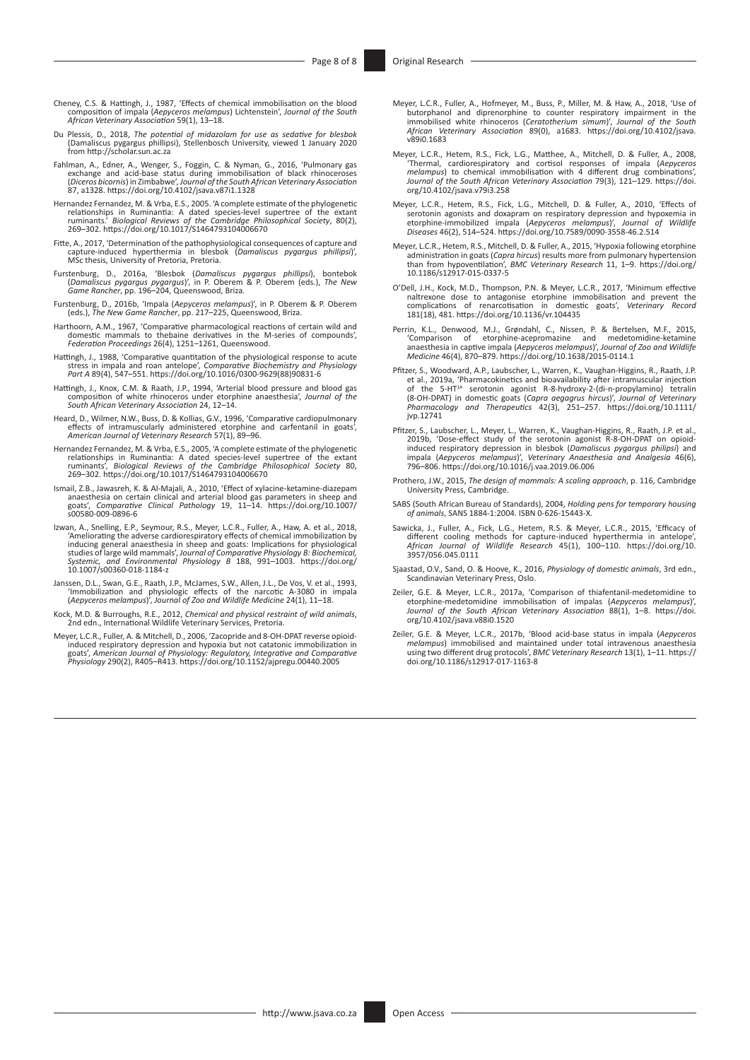Cheney, C.S. & Hattingh, J., 1987, 'Effects of chemical immobilisation on the blood composition of impala (*Aepyceros melampus*) Lichtenstein', *Journal of the South African Veterinary Association* 59(1), 13–18.

Du Plessis, D., 2018, *The potential of midazolam for use as sedative for blesbok* (Damaliscus pygargus phillipsi), Stellenbosch University, viewed 1 January 2020 from http://scholar.sun.ac.za

Fahlman, A., Edner, A., Wenger, S., Foggin, C. & Nyman, G., 2016, 'Pulmonary gas exchange and acid-base status during immobilisation of black rhinoceroses (*Diceros bicornis*) in Zimbabwe', *Journal of the South African Veterinary Association* 87, a1328. https://doi.org/10.4102/jsava.v87i1.1328

Hernandez Fernandez, M. & Vrba, E.S., 2005. 'A complete estimate of the phylogenetic relationships in Ruminantia: A dated species-level supertree of the extant ruminants.' *Biological Reviews of the Cambridge Philosophical Society*, 80(2), 269–302. https://doi.org/10.1017/S1464793104006670

Fitte, A., 2017, 'Determination of the pathophysiological consequences of capture and capture-induced hyperthermia in blesbok (*Damaliscus pygargus phillipsi*)', MSc thesis, University of Pretoria, Pretoria.

Furstenburg, D., 2016a, 'Blesbok (*Damaliscus pygargus phillipsi*), bontebok (*Damaliscus pygargus pygargus*)', in P. Oberem & P. Oberem (eds.), *The New Game Rancher*, pp. 196–204, Queenswood, Briza.

Furstenburg, D., 2016b, 'Impala (*Aepyceros melampus*)', in P. Oberem & P. Oberem (eds.), *The New Game Rancher*, pp. 217–225, Queenswood, Briza.

Harthoorn, A.M., 1967, 'Comparative pharmacological reactions of certain wild and domestic mammals to thebaine derivatives in the M-series of compounds', *Federation Proceedings* 26(4), 1251–1261, Queenswood.

Hattingh, J., 1988, 'Comparative quantitation of the physiological response to acute stress in impala and roan antelope', *Comparative Biochemistry and Physiology Part A* 89(4), 547–551. https://doi.org/10.1016/0300-9629(88)90831-6

Hattingh, J., Knox, C.M. & Raath, J.P., 1994, 'Arterial blood pressure and blood gas composition of white rhinoceros under etorphine anaesthesia', *Journal of the South African Veterinary Association* 24, 12–14.

Heard, D., Wilmer, N.W., Buss, D. & Kollias, G.V., 1996, 'Comparative cardiopulmonary effects of intramuscularly administered etorphine and carfentanil in goats', *American Journal of Veterinary Research* 57(1), 89–96.

Hernandez Fernandez, M. & Vrba, E.S., 2005, 'A complete estimate of the phylogenetic relationships in Ruminantia: A dated species-level supertree of the extant ruminants', *Biological Reviews of the Cambridge Philosophical Society* 80, 269–302. https://doi.org/10.1017/S1464793104006670

Ismail, Z.B., Jawasreh, K. & Al-Majali, A., 2010, 'Effect of xylacine-ketamine-diazepam anaesthesia on certain clinical and arterial blood gas parameters in sheep and goats', *Comparative Clinical Pathology* 19, 11–14. https://doi.org/10.1007/s00580-009-0896-6

Izwan, A., Snelling, E.P., Seymour, R.S., Meyer, L.C.R., Fuller, A., Haw, A. et al., 2018, 'Ameliorating the adverse cardiorespiratory effects of chemical immobilization by inducing general anaesthesia in sheep and goats: Implications for physiological studies of large wild mammals', *Journal of Comparative Physiology B: Biochemical, Systemic, and Environmental Physiology B* 188, 991–1003. https://doi.org/10.1007/s00360-018-1184-z

Janssen, D.L., Swan, G.E., Raath, J.P., McJames, S.W., Allen, J.L., De Vos, V. et al., 1993, 'Immobilization and physiologic effects of the narcotic A-3080 in impala (*Aepyceros melampus*)', *Journal of Zoo and Wildlife Medicine* 24(1), 11–18.

Kock, M.D. & Burroughs, R.E., 2012, *Chemical and physical restraint of wild animals*, 2nd edn., International Wildlife Veterinary Services, Pretoria.

Meyer, L.C.R., Fuller, A. & Mitchell, D., 2006, 'Zacopride and 8-OH-DPAT reverse opioid-induced respiratory depression and hypoxia but not catatonic immobilization in goats', *American Journal of Physiology: Regulatory, Integrative and Comparative Physiology* 290(2), R405–R413. https://doi.org/10.1152/ajpregu.00440.2005

Meyer, L.C.R., Fuller, A., Hofmeyer, M., Buss, P., Miller, M. & Haw, A., 2018, 'Use of butorphanol and diprenorphine to counter respiratory impairment in the immobilised white rhinoceros (*Ceratotherium simum*)', *Journal of the South African Veterinary Association* 89(0), a1683. https://doi.org/10.4102/jsava.v89i0.1683

Meyer, L.C.R., Hetem, R.S., Fick, L.G., Matthee, A., Mitchell, D. & Fuller, A., 2008, 'Thermal, cardiorespiratory and cortisol responses of impala (*Aepyceros melampus*) to chemical immobilisation with 4 different drug combinations', *Journal of the South African Veterinary Association* 79(3), 121–129. https://doi.org/10.4102/jsava.v79i3.258

Meyer, L.C.R., Hetem, R.S., Fick, L.G., Mitchell, D. & Fuller, A., 2010, 'Effects of serotonin agonists and doxapram on respiratory depression and hypoxemia in etorphine-immobilized impala (*Aepyceros melampus*)', *Journal of Wildlife Diseases* 46(2), 514–524. https://doi.org/10.7589/0090-3558-46.2.514

Meyer, L.C.R., Hetem, R.S., Mitchell, D. & Fuller, A., 2015, 'Hypoxia following etorphine administration in goats (*Capra hircus*) results more from pulmonary hypertension than from hypoventilation', *BMC Veterinary Research* 11, 1–9. https://doi.org/10.1186/s12917-015-0337-5

O'Dell, J.H., Kock, M.D., Thompson, P.N. & Meyer, L.C.R., 2017, 'Minimum effective naltrexone dose to antagonise etorphine immobilisation and prevent the complications of renarcotisation in domestic goats', *Veterinary Record* 181(18), 481. https://doi.org/10.1136/vr.104435

Perrin, K.L., Denwood, M.J., Grøndahl, C., Nissen, P. & Bertelsen, M.F., 2015, 'Comparison of etorphine-acepromazine and medetomidine-ketamine anaesthesia in captive impala (*Aepyceros melampus*)', *Journal of Zoo and Wildlife Medicine* 46(4), 870–879. https://doi.org/10.1638/2015-0114.1

Pfitzer, S., Woodward, A.P., Laubscher, L., Warren, K., Vaughan-Higgins, R., Raath, J.P. et al., 2019a, 'Pharmacokinetics and bioavailability after intramuscular injection of the 5-HT$^{1A}$ serotonin agonist R-8-hydroxy-2-(di-n-propylamino) tetralin (8-OH-DPAT) in domestic goats (*Capra aegagrus hircus*)', *Journal of Veterinary Pharmacology and Therapeutics* 42(3), 251–257. https://doi.org/10.1111/jvp.12741

Pfitzer, S., Laubscher, L., Meyer, L., Warren, K., Vaughan-Higgins, R., Raath, J.P. et al., 2019b, 'Dose-effect study of the serotonin agonist R-8-OH-DPAT on opioid-induced respiratory depression in blesbok (*Damaliscus pygargus philipsi*) and impala (*Aepyceros melampus*)', *Veterinary Anaesthesia and Analgesia* 46(6), 796–806. https://doi.org/10.1016/j.vaa.2019.06.006

Prothero, J.W., 2015, *The design of mammals: A scaling approach*, p. 116, Cambridge University Press, Cambridge.

SABS (South African Bureau of Standards), 2004, *Holding pens for temporary housing of animals*, SANS 1884-1:2004. ISBN 0-626-15443-X.

Sawicka, J., Fuller, A., Fick, L.G., Hetem, R.S. & Meyer, L.C.R., 2015, 'Efficacy of different cooling methods for capture-induced hyperthermia in antelope', *African Journal of Wildlife Research* 45(1), 100–110. https://doi.org/10.3957/056.045.0111

Sjaastad, O.V., Sand, O. & Hoove, K., 2016, *Physiology of domestic animals*, 3rd edn., Scandinavian Veterinary Press, Oslo.

Zeiler, G.E. & Meyer, L.C.R., 2017a, 'Comparison of thiafentanil-medetomidine to etorphine-medetomidine immobilisation of impalas (*Aepyceros melampus*)', *Journal of the South African Veterinary Association* 88(1), 1–8. https://doi.org/10.4102/jsava.v88i0.1520

Zeiler, G.E. & Meyer, L.C.R., 2017b, 'Blood acid-base status in impala (*Aepyceros melampus*) immobilised and maintained under total intravenous anaesthesia using two different drug protocols', *BMC Veterinary Research* 13(1), 1–11. https://doi.org/10.1186/s12917-017-1163-8